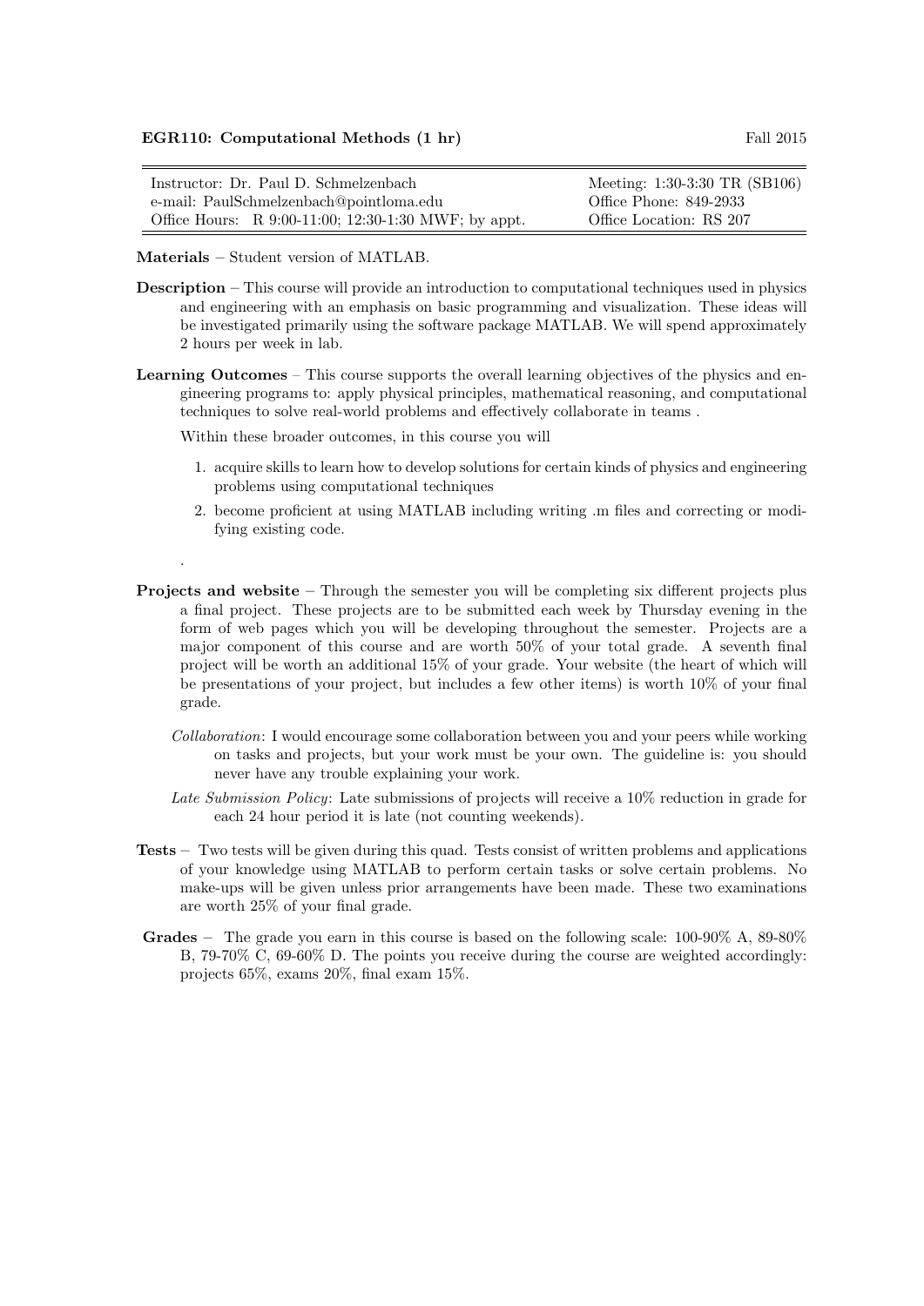**EGR110: Computational Methods (1 hr)** Fall 2015

| | |
|---|---|
| Instructor: Dr. Paul D. Schmelzenbach | Meeting: 1:30-3:30 TR (SB106) |
| e-mail: PaulSchmelzenbach@pointloma.edu | Office Phone: 849-2933 |
| Office Hours: R 9:00-11:00; 12:30-1:30 MWF; by appt. | Office Location: RS 207 |

**Materials** – Student version of MATLAB.

**Description** – This course will provide an introduction to computational techniques used in physics and engineering with an emphasis on basic programming and visualization. These ideas will be investigated primarily using the software package MATLAB. We will spend approximately 2 hours per week in lab.

**Learning Outcomes** – This course supports the overall learning objectives of the physics and engineering programs to: apply physical principles, mathematical reasoning, and computational techniques to solve real-world problems and effectively collaborate in teams .

Within these broader outcomes, in this course you will

1. acquire skills to learn how to develop solutions for certain kinds of physics and engineering problems using computational techniques
2. become proficient at using MATLAB including writing .m files and correcting or modifying existing code.

.

**Projects and website** – Through the semester you will be completing six different projects plus a final project. These projects are to be submitted each week by Thursday evening in the form of web pages which you will be developing throughout the semester. Projects are a major component of this course and are worth 50% of your total grade. A seventh final project will be worth an additional 15% of your grade. Your website (the heart of which will be presentations of your project, but includes a few other items) is worth 10% of your final grade.

*Collaboration*: I would encourage some collaboration between you and your peers while working on tasks and projects, but your work must be your own. The guideline is: you should never have any trouble explaining your work.

*Late Submission Policy*: Late submissions of projects will receive a 10% reduction in grade for each 24 hour period it is late (not counting weekends).

**Tests** – Two tests will be given during this quad. Tests consist of written problems and applications of your knowledge using MATLAB to perform certain tasks or solve certain problems. No make-ups will be given unless prior arrangements have been made. These two examinations are worth 25% of your final grade.

**Grades** – The grade you earn in this course is based on the following scale: 100-90% A, 89-80% B, 79-70% C, 69-60% D. The points you receive during the course are weighted accordingly: projects 65%, exams 20%, final exam 15%.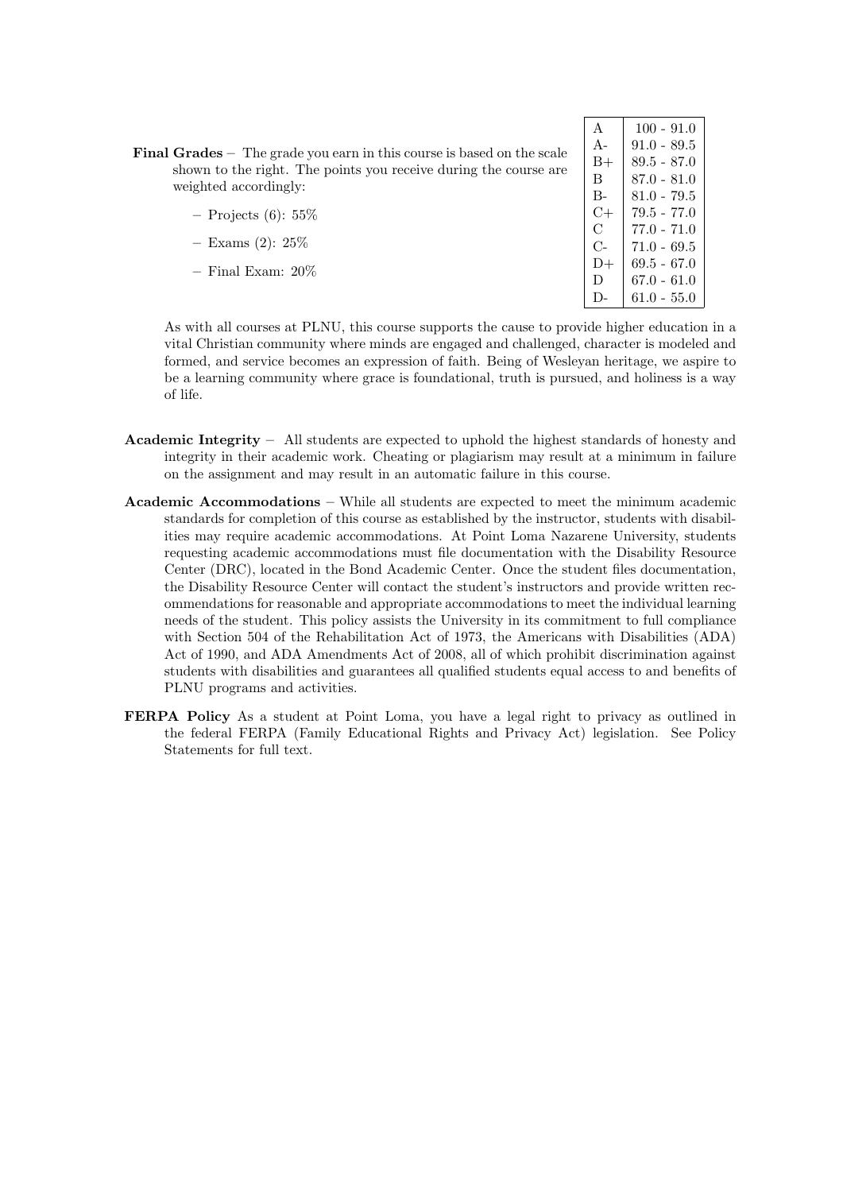**Final Grades** – The grade you earn in this course is based on the scale shown to the right. The points you receive during the course are weighted accordingly:

- Projects (6): 55%
- Exams (2): 25%
- Final Exam: 20%

| | |
|---|---|
| A | 100 - 91.0 |
| A- | 91.0 - 89.5 |
| B+ | 89.5 - 87.0 |
| B | 87.0 - 81.0 |
| B- | 81.0 - 79.5 |
| C+ | 79.5 - 77.0 |
| C | 77.0 - 71.0 |
| C- | 71.0 - 69.5 |
| D+ | 69.5 - 67.0 |
| D | 67.0 - 61.0 |
| D- | 61.0 - 55.0 |

As with all courses at PLNU, this course supports the cause to provide higher education in a vital Christian community where minds are engaged and challenged, character is modeled and formed, and service becomes an expression of faith. Being of Wesleyan heritage, we aspire to be a learning community where grace is foundational, truth is pursued, and holiness is a way of life.

**Academic Integrity** – All students are expected to uphold the highest standards of honesty and integrity in their academic work. Cheating or plagiarism may result at a minimum in failure on the assignment and may result in an automatic failure in this course.

**Academic Accommodations** – While all students are expected to meet the minimum academic standards for completion of this course as established by the instructor, students with disabilities may require academic accommodations. At Point Loma Nazarene University, students requesting academic accommodations must file documentation with the Disability Resource Center (DRC), located in the Bond Academic Center. Once the student files documentation, the Disability Resource Center will contact the student's instructors and provide written recommendations for reasonable and appropriate accommodations to meet the individual learning needs of the student. This policy assists the University in its commitment to full compliance with Section 504 of the Rehabilitation Act of 1973, the Americans with Disabilities (ADA) Act of 1990, and ADA Amendments Act of 2008, all of which prohibit discrimination against students with disabilities and guarantees all qualified students equal access to and benefits of PLNU programs and activities.

**FERPA Policy** As a student at Point Loma, you have a legal right to privacy as outlined in the federal FERPA (Family Educational Rights and Privacy Act) legislation. See Policy Statements for full text.